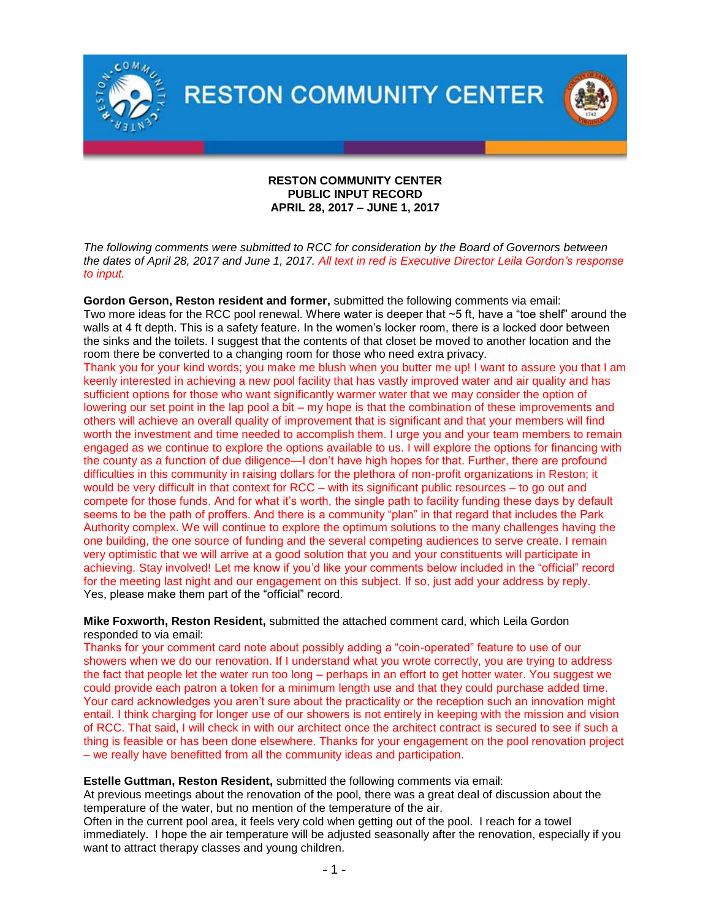# RESTON COMMUNITY CENTER

**RESTON COMMUNITY CENTER**
**PUBLIC INPUT RECORD**
**APRIL 28, 2017 – JUNE 1, 2017**

*The following comments were submitted to RCC for consideration by the Board of Governors between the dates of April 28, 2017 and June 1, 2017. All text in red is Executive Director Leila Gordon's response to input.*

**Gordon Gerson, Reston resident and former,** submitted the following comments via email:
Two more ideas for the RCC pool renewal. Where water is deeper that ~5 ft, have a "toe shelf" around the walls at 4 ft depth. This is a safety feature. In the women's locker room, there is a locked door between the sinks and the toilets. I suggest that the contents of that closet be moved to another location and the room there be converted to a changing room for those who need extra privacy.
Thank you for your kind words; you make me blush when you butter me up! I want to assure you that I am keenly interested in achieving a new pool facility that has vastly improved water and air quality and has sufficient options for those who want significantly warmer water that we may consider the option of lowering our set point in the lap pool a bit – my hope is that the combination of these improvements and others will achieve an overall quality of improvement that is significant and that your members will find worth the investment and time needed to accomplish them. I urge you and your team members to remain engaged as we continue to explore the options available to us. I will explore the options for financing with the county as a function of due diligence—I don't have high hopes for that. Further, there are profound difficulties in this community in raising dollars for the plethora of non-profit organizations in Reston; it would be very difficult in that context for RCC – with its significant public resources – to go out and compete for those funds. And for what it's worth, the single path to facility funding these days by default seems to be the path of proffers. And there is a community "plan" in that regard that includes the Park Authority complex. We will continue to explore the optimum solutions to the many challenges having the one building, the one source of funding and the several competing audiences to serve create. I remain very optimistic that we will arrive at a good solution that you and your constituents will participate in achieving. Stay involved! Let me know if you'd like your comments below included in the "official" record for the meeting last night and our engagement on this subject. If so, just add your address by reply.
Yes, please make them part of the "official" record.

**Mike Foxworth, Reston Resident,** submitted the attached comment card, which Leila Gordon responded to via email:
Thanks for your comment card note about possibly adding a "coin-operated" feature to use of our showers when we do our renovation. If I understand what you wrote correctly, you are trying to address the fact that people let the water run too long – perhaps in an effort to get hotter water. You suggest we could provide each patron a token for a minimum length use and that they could purchase added time. Your card acknowledges you aren't sure about the practicality or the reception such an innovation might entail. I think charging for longer use of our showers is not entirely in keeping with the mission and vision of RCC. That said, I will check in with our architect once the architect contract is secured to see if such a thing is feasible or has been done elsewhere. Thanks for your engagement on the pool renovation project – we really have benefitted from all the community ideas and participation.

**Estelle Guttman, Reston Resident,** submitted the following comments via email:
At previous meetings about the renovation of the pool, there was a great deal of discussion about the temperature of the water, but no mention of the temperature of the air.
Often in the current pool area, it feels very cold when getting out of the pool. I reach for a towel immediately. I hope the air temperature will be adjusted seasonally after the renovation, especially if you want to attract therapy classes and young children.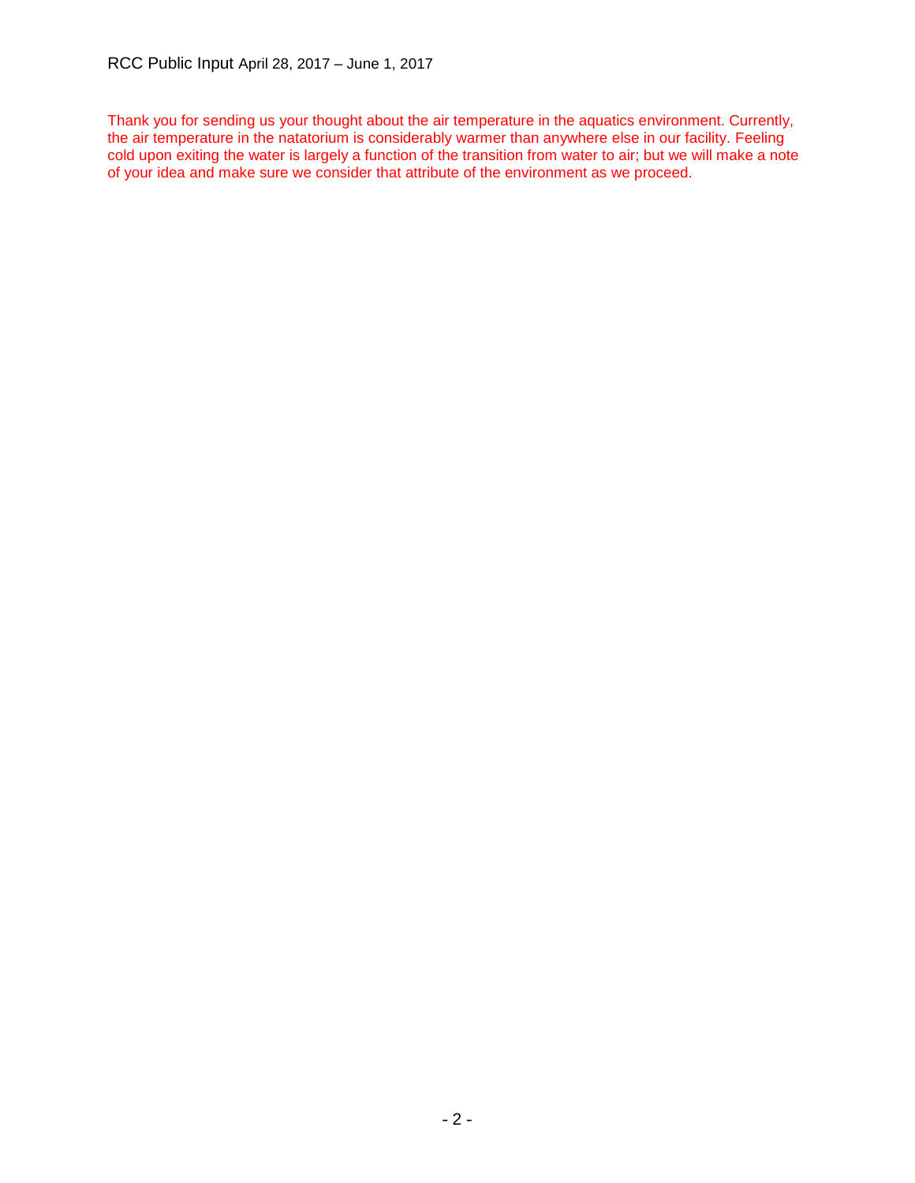Thank you for sending us your thought about the air temperature in the aquatics environment. Currently, the air temperature in the natatorium is considerably warmer than anywhere else in our facility. Feeling cold upon exiting the water is largely a function of the transition from water to air; but we will make a note of your idea and make sure we consider that attribute of the environment as we proceed.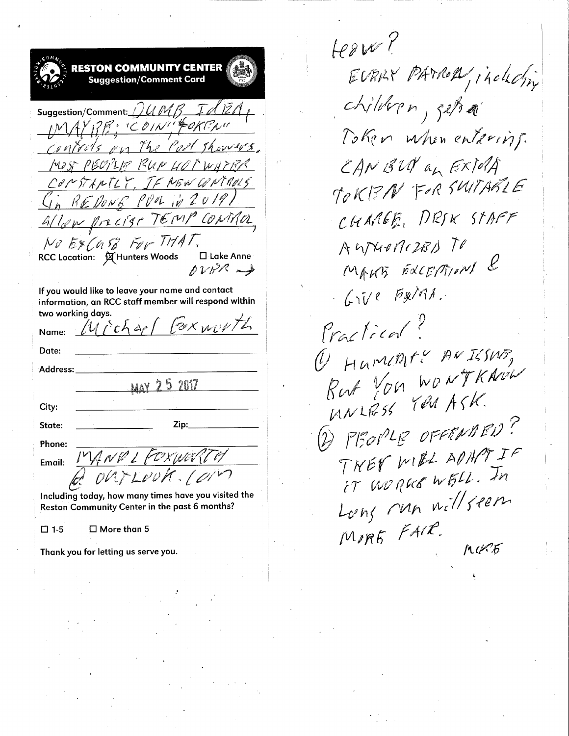**RESTON COMMUNITY CENTER**
**Suggestion/Comment Card**

Suggestion/Comment: DUMB IDEA, MAYBE: "COIN" TOKEN" controls on the Pool showers. MOST PEOPLE RUN HOT WATER CONSTANTLY. IF NEW CONTROLS (in REDONE POOL in 2019) allow precise TEMP CONTROL, NO EXCUSE FOR THAT.

RCC Location: ☒ Hunters Woods ☐ Lake Anne

OVER →

If you would like to leave your name and contact information, an RCC staff member will respond within two working days.

Name: Michael Foxworth

Date:

Address:

MAY 25 2017

City:

State: Zip:

Phone:

Email: MANDLFOXWORTH @ OUTLOOK.COM

Including today, how many times have you visited the Reston Community Center in the past 6 months?

☐ 1-5 ☐ More than 5

Thank you for letting us serve you.

How?
EVERY PATRON, including children, gets a Token when entering. CAN BUY an EXTRA TOKEN FOR SUITABLE CHARGE. DESK STAFF AUTHORIZED TO MAKE EXCEPTIONS & GIVE EXTRAS.

Practical?
(1) HUMIDITY AN ISSUE, But You WON'T KNOW UNLESS YOU ASK.
(2) PEOPLE OFFENDED? THEY WILL ADAPT IF IT WORKS WELL. In Long run will seem MORE FAIR.

MIKE